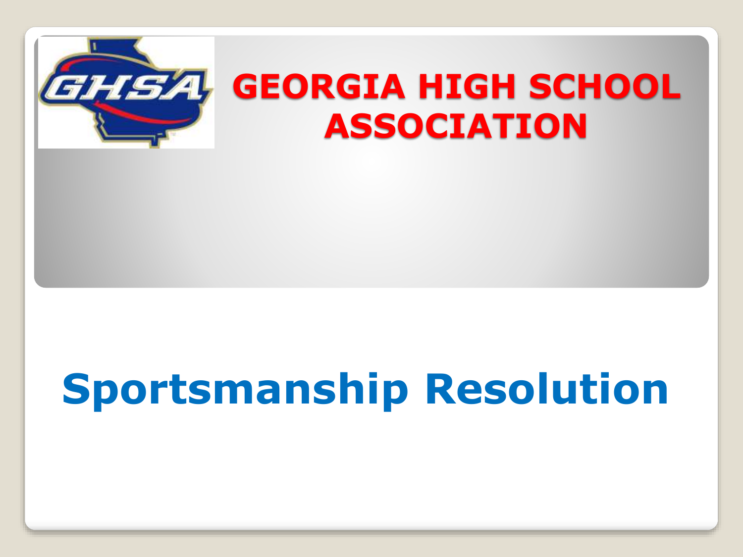# GEORGIA HIGH SCHOOL ASSOCIATION

# Sportsmanship Resolution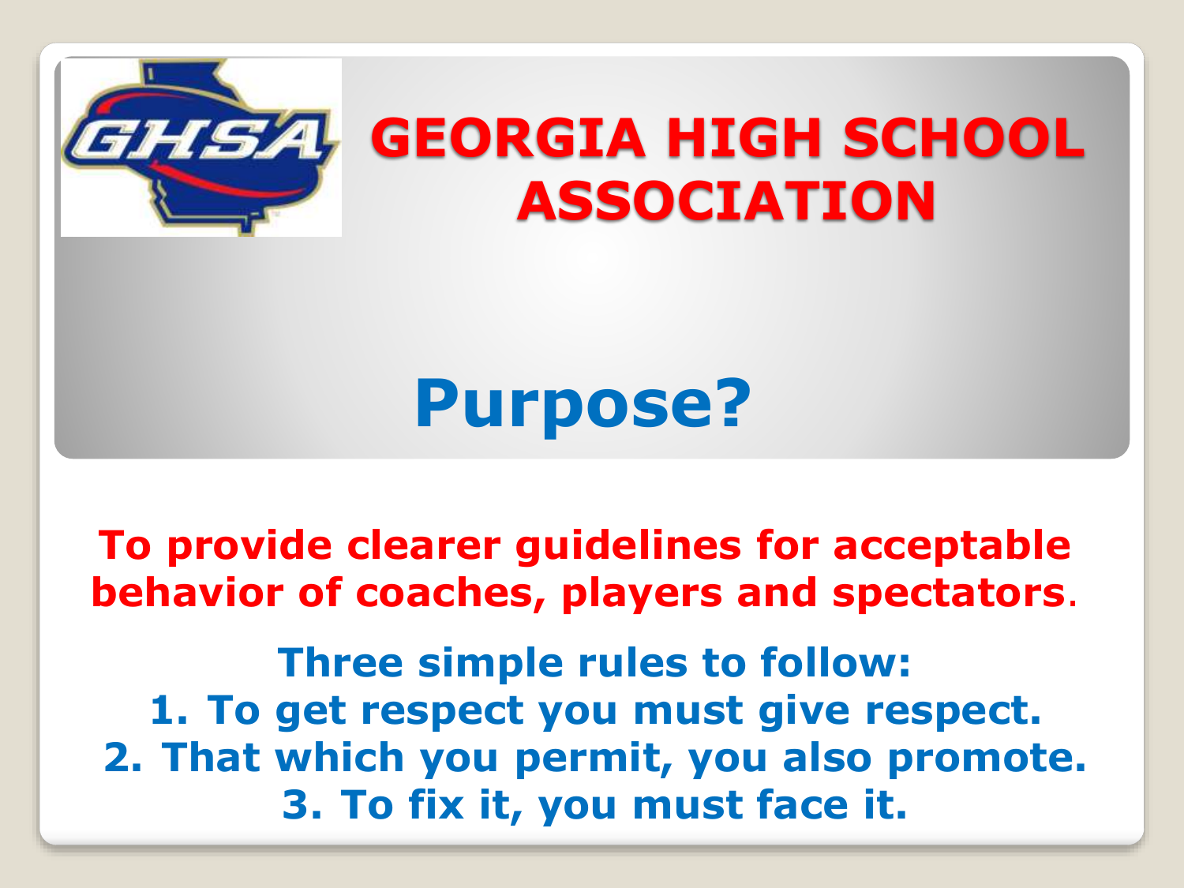# GEORGIA HIGH SCHOOL ASSOCIATION

## Purpose?

**To provide clearer guidelines for acceptable behavior of coaches, players and spectators.**

**Three simple rules to follow:**

1. **To get respect you must give respect.**
2. **That which you permit, you also promote.**
3. **To fix it, you must face it.**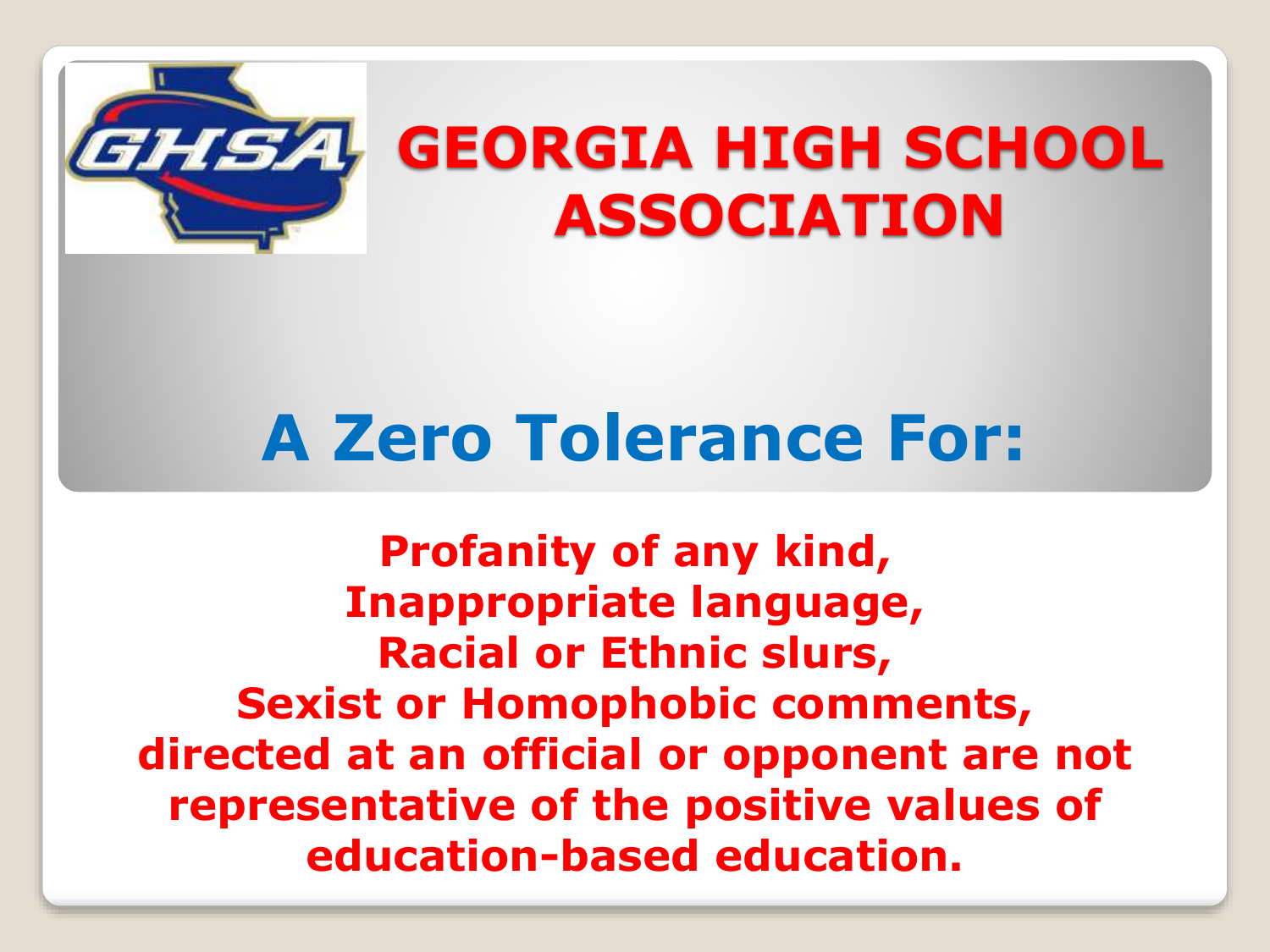# GEORGIA HIGH SCHOOL ASSOCIATION

## A Zero Tolerance For:

**Profanity of any kind,**
**Inappropriate language,**
**Racial or Ethnic slurs,**
**Sexist or Homophobic comments,**
**directed at an official or opponent are not representative of the positive values of education-based education.**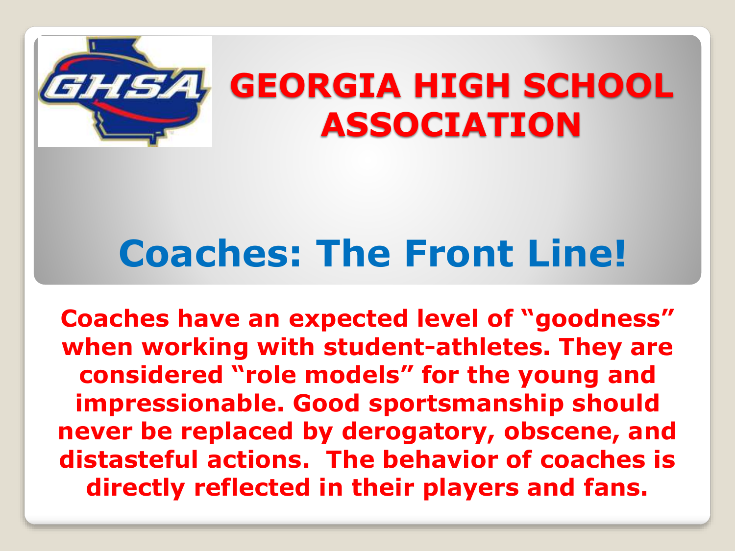# GEORGIA HIGH SCHOOL ASSOCIATION

## Coaches: The Front Line!

**Coaches have an expected level of "goodness" when working with student-athletes. They are considered "role models" for the young and impressionable. Good sportsmanship should never be replaced by derogatory, obscene, and distasteful actions. The behavior of coaches is directly reflected in their players and fans.**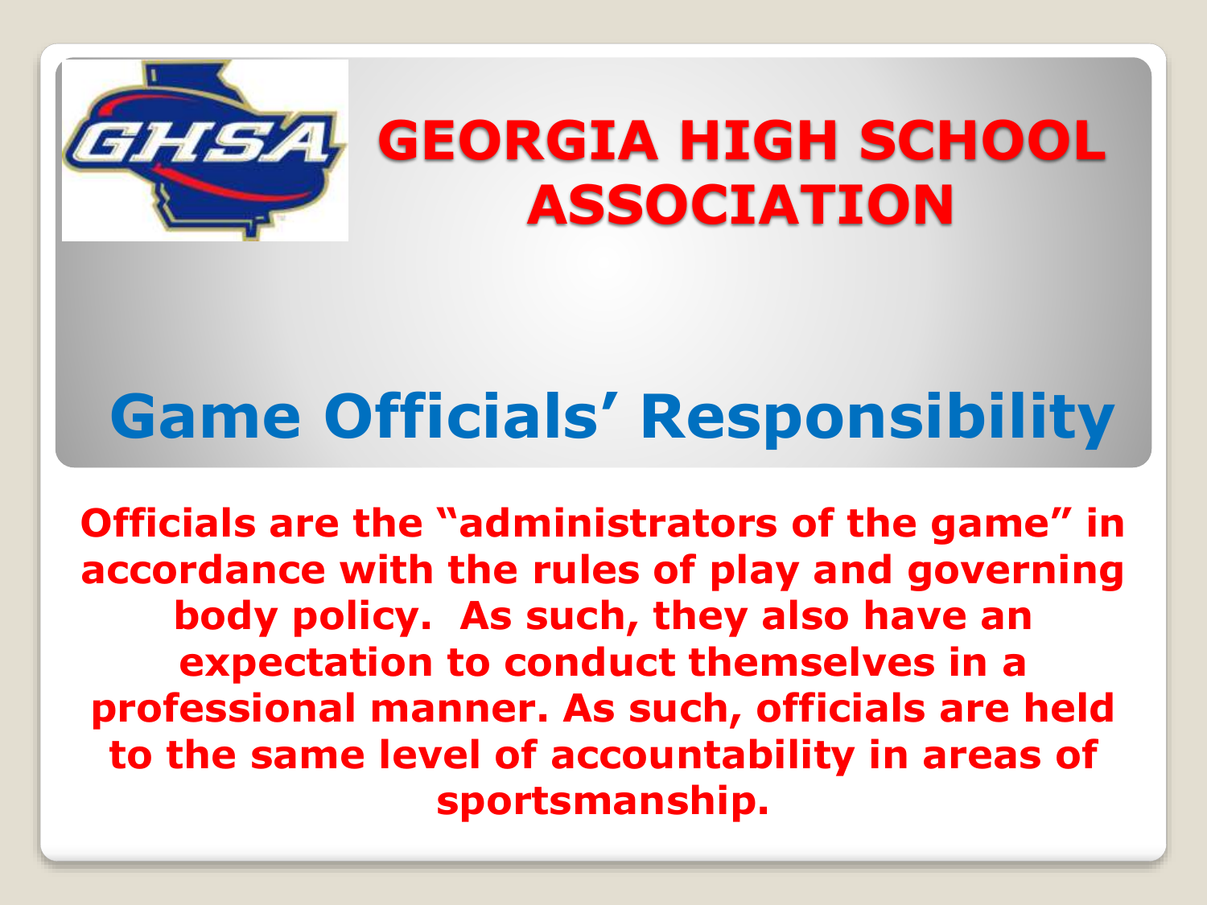# GEORGIA HIGH SCHOOL ASSOCIATION

## Game Officials' Responsibility

**Officials are the "administrators of the game" in accordance with the rules of play and governing body policy. As such, they also have an expectation to conduct themselves in a professional manner. As such, officials are held to the same level of accountability in areas of sportsmanship.**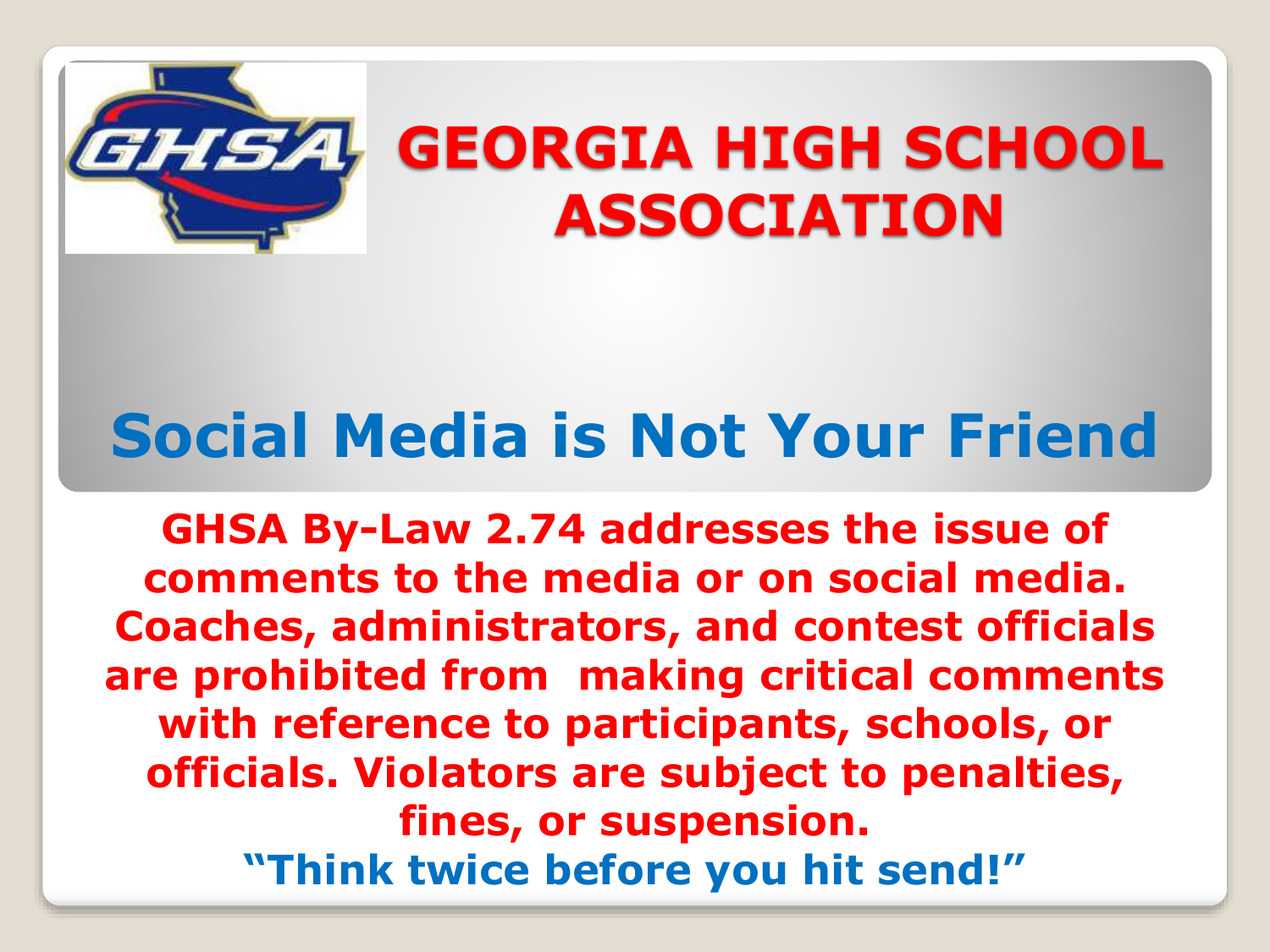# GEORGIA HIGH SCHOOL ASSOCIATION

## Social Media is Not Your Friend

**GHSA By-Law 2.74 addresses the issue of comments to the media or on social media. Coaches, administrators, and contest officials are prohibited from making critical comments with reference to participants, schools, or officials. Violators are subject to penalties, fines, or suspension.**

**"Think twice before you hit send!"**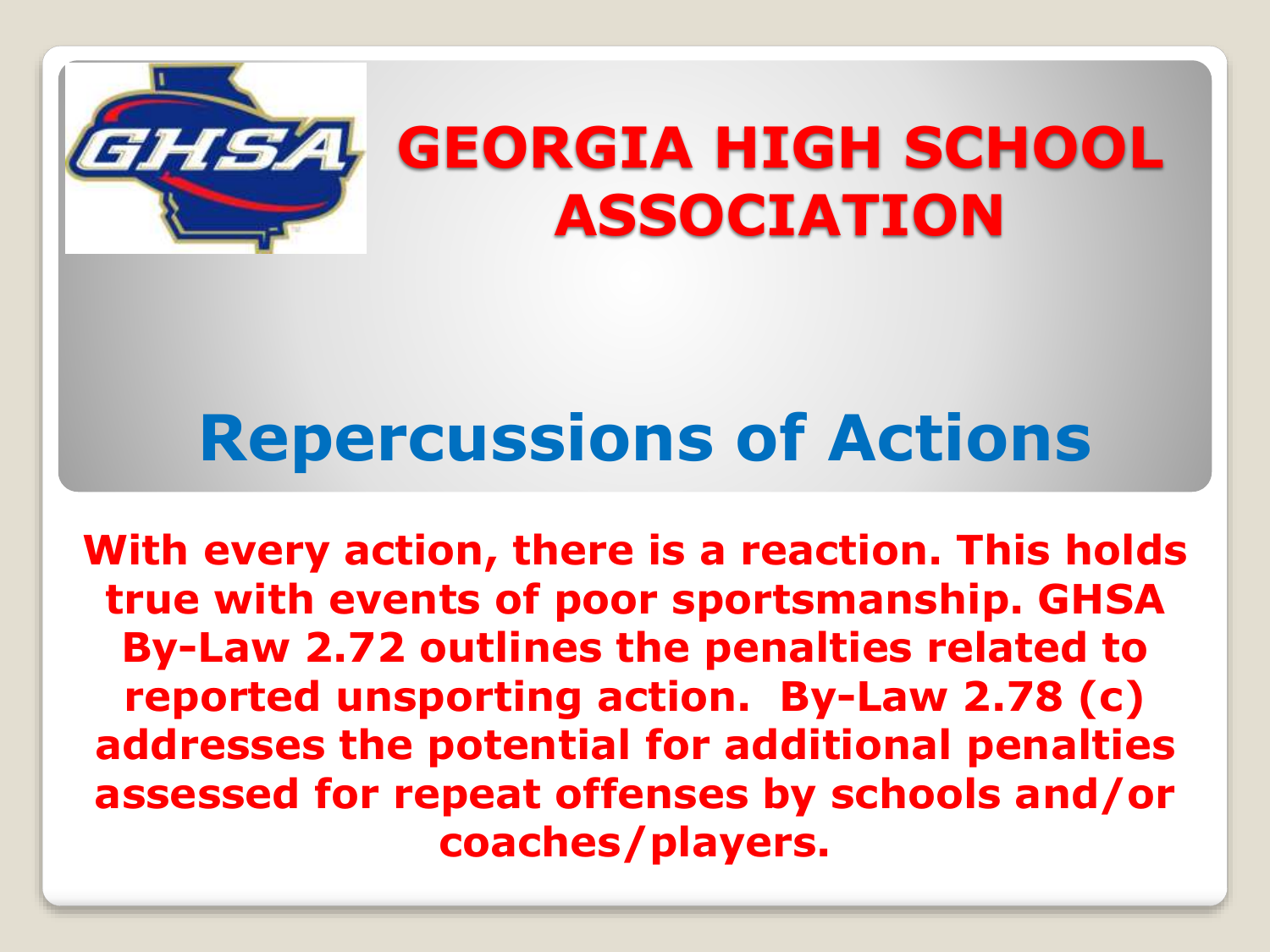# GEORGIA HIGH SCHOOL ASSOCIATION

## Repercussions of Actions

**With every action, there is a reaction. This holds true with events of poor sportsmanship. GHSA By-Law 2.72 outlines the penalties related to reported unsporting action. By-Law 2.78 (c) addresses the potential for additional penalties assessed for repeat offenses by schools and/or coaches/players.**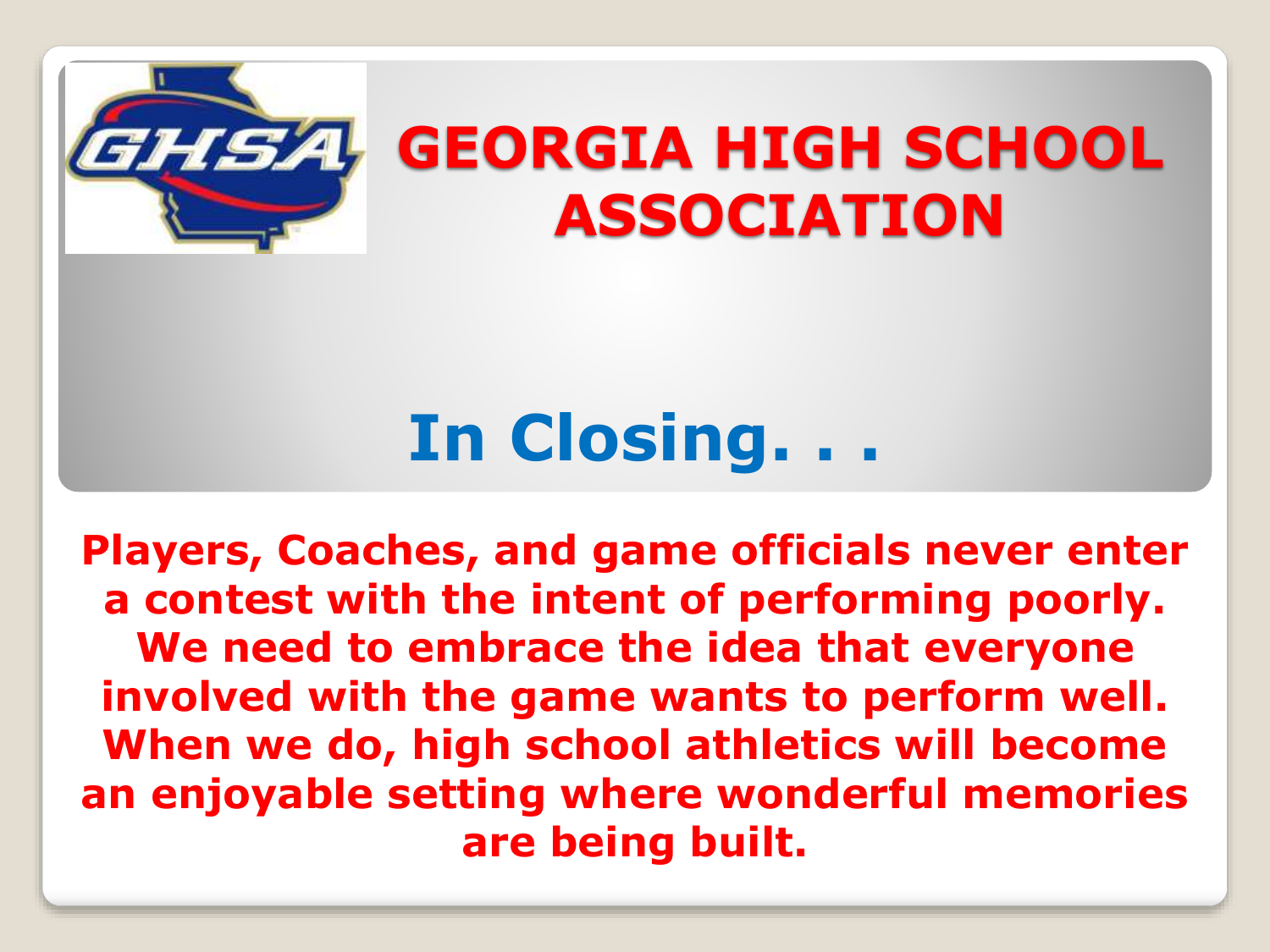# GEORGIA HIGH SCHOOL ASSOCIATION

## In Closing. . .

**Players, Coaches, and game officials never enter a contest with the intent of performing poorly. We need to embrace the idea that everyone involved with the game wants to perform well. When we do, high school athletics will become an enjoyable setting where wonderful memories are being built.**